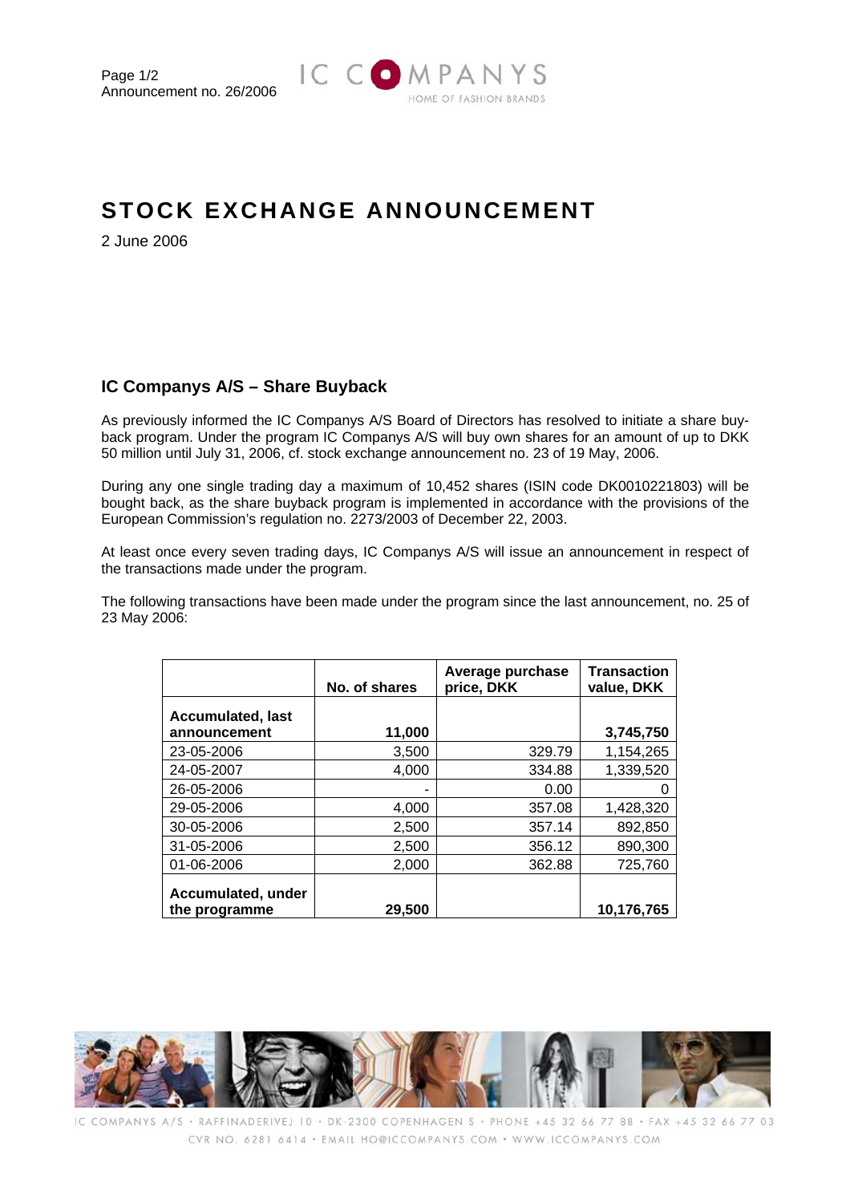# STOCK EXCHANGE ANNOUNCEMENT

2 June 2006

## IC Companys A/S – Share Buyback

As previously informed the IC Companys A/S Board of Directors has resolved to initiate a share buy-back program. Under the program IC Companys A/S will buy own shares for an amount of up to DKK 50 million until July 31, 2006, cf. stock exchange announcement no. 23 of 19 May, 2006.

During any one single trading day a maximum of 10,452 shares (ISIN code DK0010221803) will be bought back, as the share buyback program is implemented in accordance with the provisions of the European Commission's regulation no. 2273/2003 of December 22, 2003.

At least once every seven trading days, IC Companys A/S will issue an announcement in respect of the transactions made under the program.

The following transactions have been made under the program since the last announcement, no. 25 of 23 May 2006:

| | No. of shares | Average purchase price, DKK | Transaction value, DKK |
|---|---|---|---|
| **Accumulated, last announcement** | **11,000** | | **3,745,750** |
| 23-05-2006 | 3,500 | 329.79 | 1,154,265 |
| 24-05-2007 | 4,000 | 334.88 | 1,339,520 |
| 26-05-2006 | - | 0.00 | 0 |
| 29-05-2006 | 4,000 | 357.08 | 1,428,320 |
| 30-05-2006 | 2,500 | 357.14 | 892,850 |
| 31-05-2006 | 2,500 | 356.12 | 890,300 |
| 01-06-2006 | 2,000 | 362.88 | 725,760 |
| **Accumulated, under the programme** | **29,500** | | **10,176,765** |

IC COMPANYS A/S · RAFFINADERIVEJ 10 · DK-2300 COPENHAGEN S · PHONE +45 32 66 77 88 · FAX +45 32 66 77 03
CVR NO. 6281 6414 · EMAIL HO@ICCOMPANYS.COM · WWW.ICCOMPANYS.COM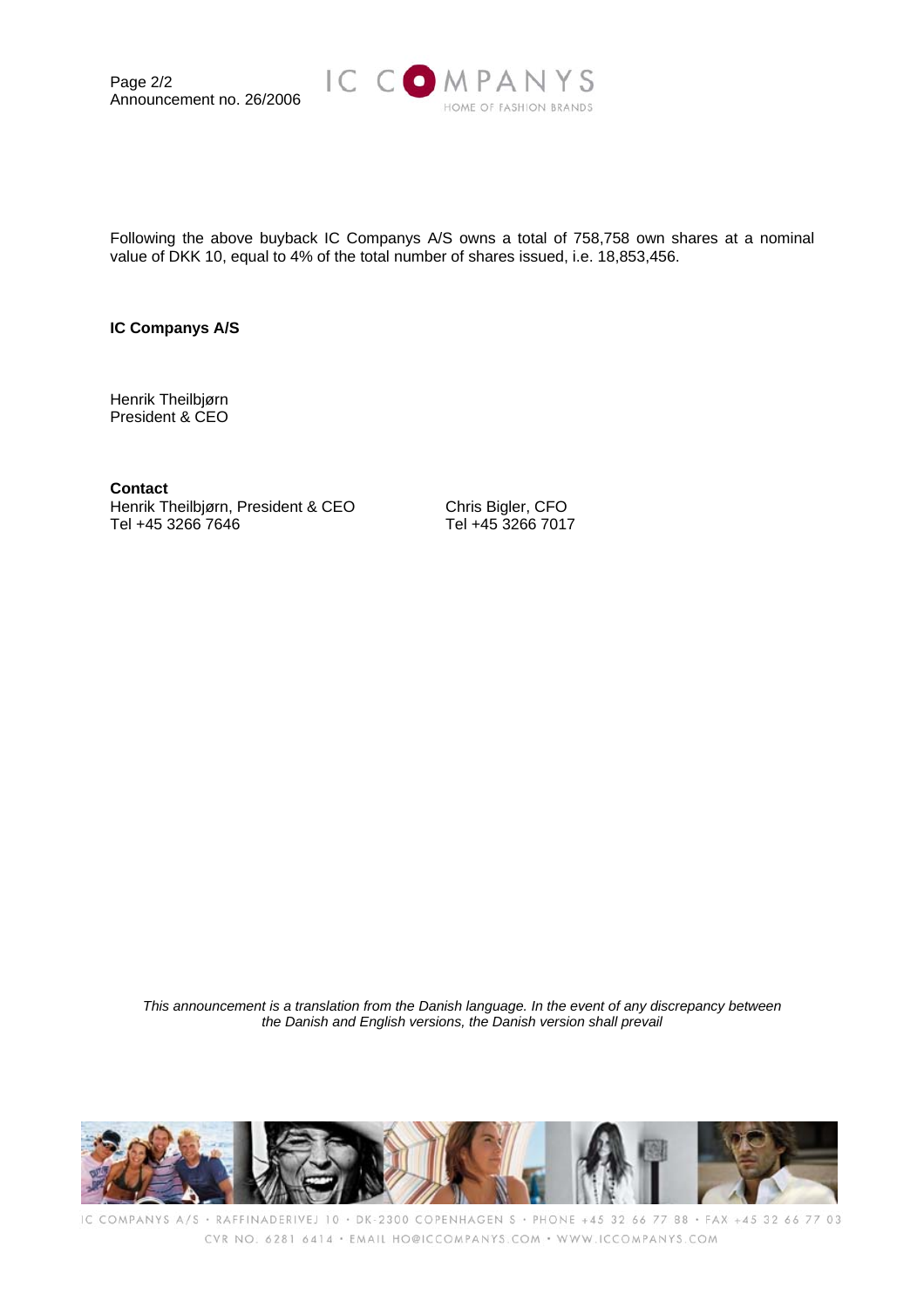Following the above buyback IC Companys A/S owns a total of 758,758 own shares at a nominal value of DKK 10, equal to 4% of the total number of shares issued, i.e. 18,853,456.

**IC Companys A/S**

Henrik Theilbjørn
President & CEO

**Contact**

Henrik Theilbjørn, President & CEO
Tel +45 3266 7646

Chris Bigler, CFO
Tel +45 3266 7017

*This announcement is a translation from the Danish language. In the event of any discrepancy between the Danish and English versions, the Danish version shall prevail*